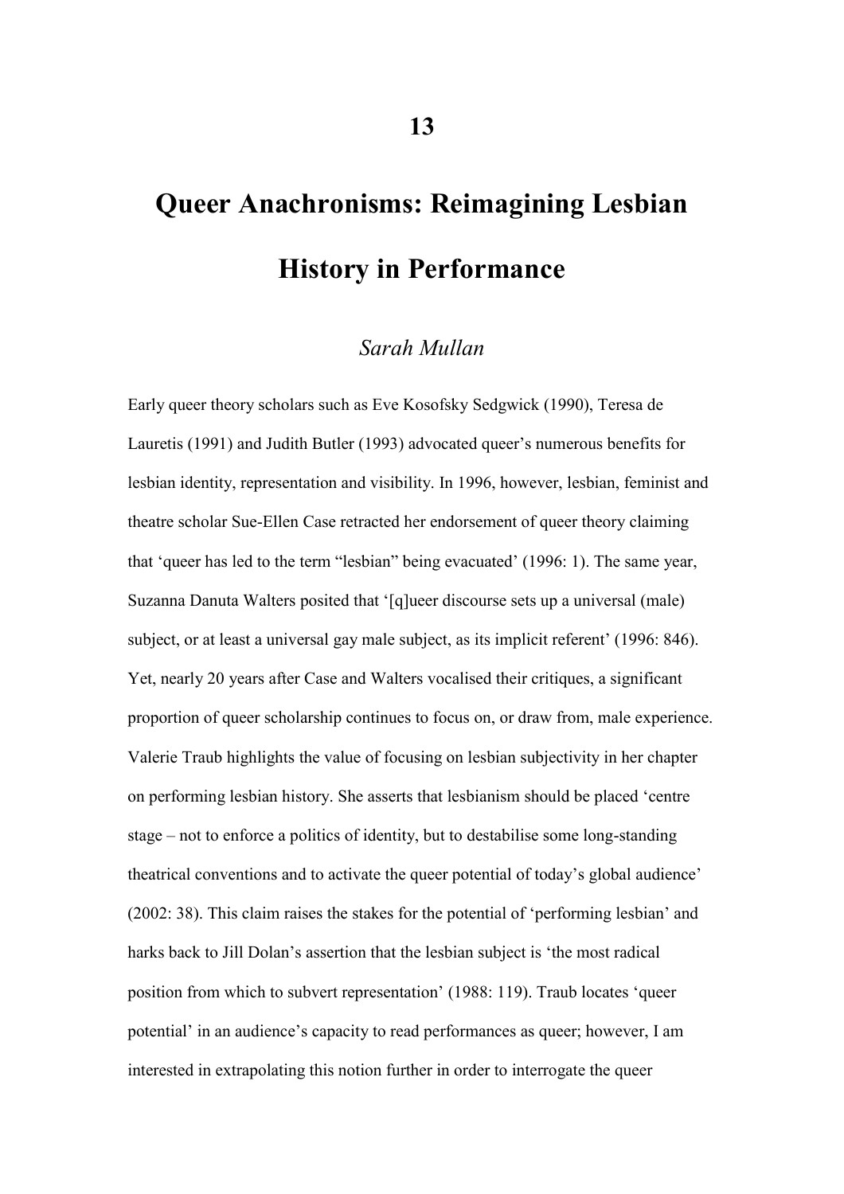# 13

# Queer Anachronisms: Reimagining Lesbian History in Performance

*Sarah Mullan*

Early queer theory scholars such as Eve Kosofsky Sedgwick (1990), Teresa de Lauretis (1991) and Judith Butler (1993) advocated queer's numerous benefits for lesbian identity, representation and visibility. In 1996, however, lesbian, feminist and theatre scholar Sue-Ellen Case retracted her endorsement of queer theory claiming that 'queer has led to the term "lesbian" being evacuated' (1996: 1). The same year, Suzanna Danuta Walters posited that '[q]ueer discourse sets up a universal (male) subject, or at least a universal gay male subject, as its implicit referent' (1996: 846). Yet, nearly 20 years after Case and Walters vocalised their critiques, a significant proportion of queer scholarship continues to focus on, or draw from, male experience. Valerie Traub highlights the value of focusing on lesbian subjectivity in her chapter on performing lesbian history. She asserts that lesbianism should be placed 'centre stage – not to enforce a politics of identity, but to destabilise some long-standing theatrical conventions and to activate the queer potential of today's global audience' (2002: 38). This claim raises the stakes for the potential of 'performing lesbian' and harks back to Jill Dolan's assertion that the lesbian subject is 'the most radical position from which to subvert representation' (1988: 119). Traub locates 'queer potential' in an audience's capacity to read performances as queer; however, I am interested in extrapolating this notion further in order to interrogate the queer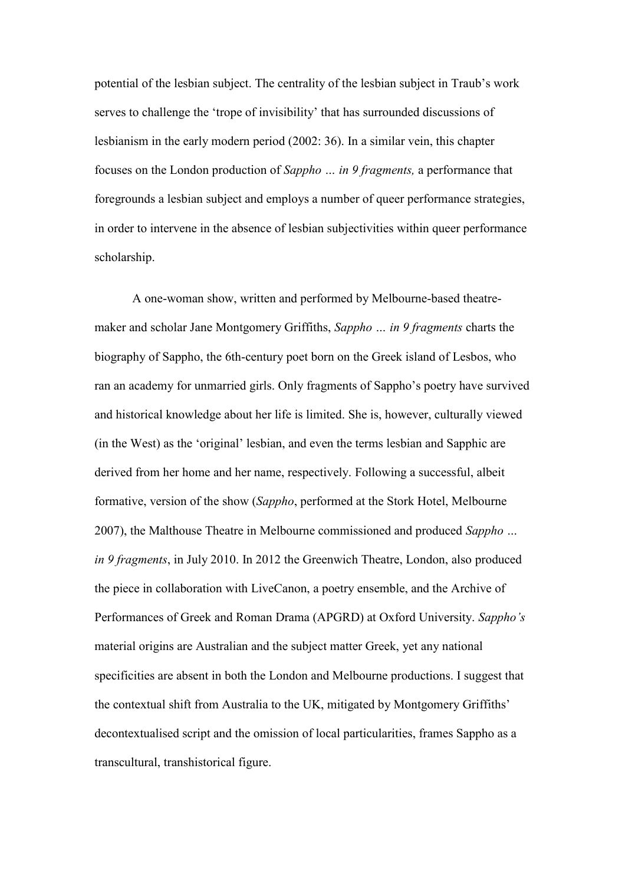potential of the lesbian subject. The centrality of the lesbian subject in Traub's work serves to challenge the 'trope of invisibility' that has surrounded discussions of lesbianism in the early modern period (2002: 36). In a similar vein, this chapter focuses on the London production of *Sappho … in 9 fragments,* a performance that foregrounds a lesbian subject and employs a number of queer performance strategies, in order to intervene in the absence of lesbian subjectivities within queer performance scholarship.

A one-woman show, written and performed by Melbourne-based theatre-maker and scholar Jane Montgomery Griffiths, *Sappho … in 9 fragments* charts the biography of Sappho, the 6th-century poet born on the Greek island of Lesbos, who ran an academy for unmarried girls. Only fragments of Sappho's poetry have survived and historical knowledge about her life is limited. She is, however, culturally viewed (in the West) as the 'original' lesbian, and even the terms lesbian and Sapphic are derived from her home and her name, respectively. Following a successful, albeit formative, version of the show (*Sappho*, performed at the Stork Hotel, Melbourne 2007), the Malthouse Theatre in Melbourne commissioned and produced *Sappho … in 9 fragments*, in July 2010. In 2012 the Greenwich Theatre, London, also produced the piece in collaboration with LiveCanon, a poetry ensemble, and the Archive of Performances of Greek and Roman Drama (APGRD) at Oxford University. *Sappho's* material origins are Australian and the subject matter Greek, yet any national specificities are absent in both the London and Melbourne productions. I suggest that the contextual shift from Australia to the UK, mitigated by Montgomery Griffiths' decontextualised script and the omission of local particularities, frames Sappho as a transcultural, transhistorical figure.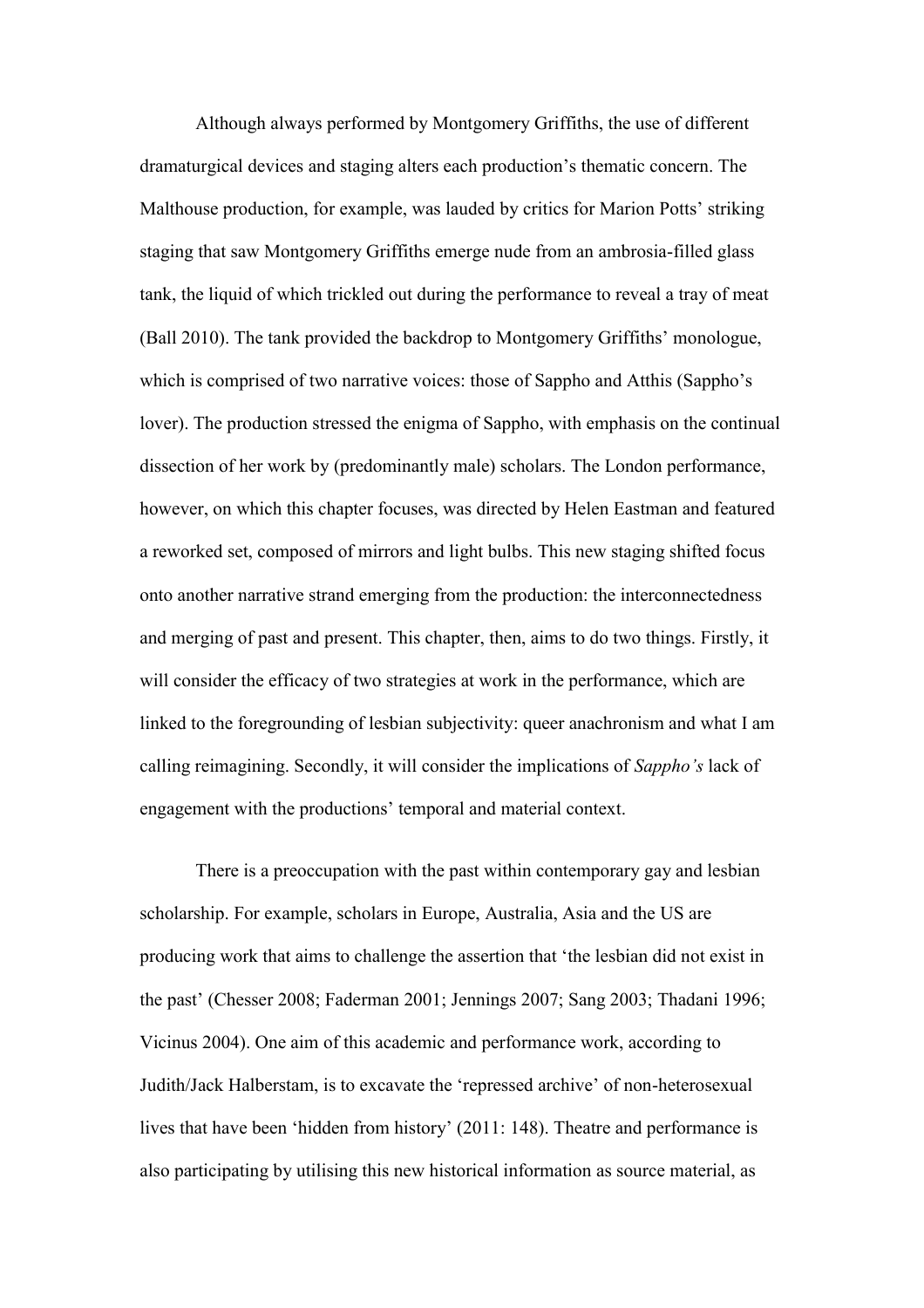Although always performed by Montgomery Griffiths, the use of different dramaturgical devices and staging alters each production's thematic concern. The Malthouse production, for example, was lauded by critics for Marion Potts' striking staging that saw Montgomery Griffiths emerge nude from an ambrosia-filled glass tank, the liquid of which trickled out during the performance to reveal a tray of meat (Ball 2010). The tank provided the backdrop to Montgomery Griffiths' monologue, which is comprised of two narrative voices: those of Sappho and Atthis (Sappho's lover). The production stressed the enigma of Sappho, with emphasis on the continual dissection of her work by (predominantly male) scholars. The London performance, however, on which this chapter focuses, was directed by Helen Eastman and featured a reworked set, composed of mirrors and light bulbs. This new staging shifted focus onto another narrative strand emerging from the production: the interconnectedness and merging of past and present. This chapter, then, aims to do two things. Firstly, it will consider the efficacy of two strategies at work in the performance, which are linked to the foregrounding of lesbian subjectivity: queer anachronism and what I am calling reimagining. Secondly, it will consider the implications of *Sappho's* lack of engagement with the productions' temporal and material context.

There is a preoccupation with the past within contemporary gay and lesbian scholarship. For example, scholars in Europe, Australia, Asia and the US are producing work that aims to challenge the assertion that 'the lesbian did not exist in the past' (Chesser 2008; Faderman 2001; Jennings 2007; Sang 2003; Thadani 1996; Vicinus 2004). One aim of this academic and performance work, according to Judith/Jack Halberstam, is to excavate the 'repressed archive' of non-heterosexual lives that have been 'hidden from history' (2011: 148). Theatre and performance is also participating by utilising this new historical information as source material, as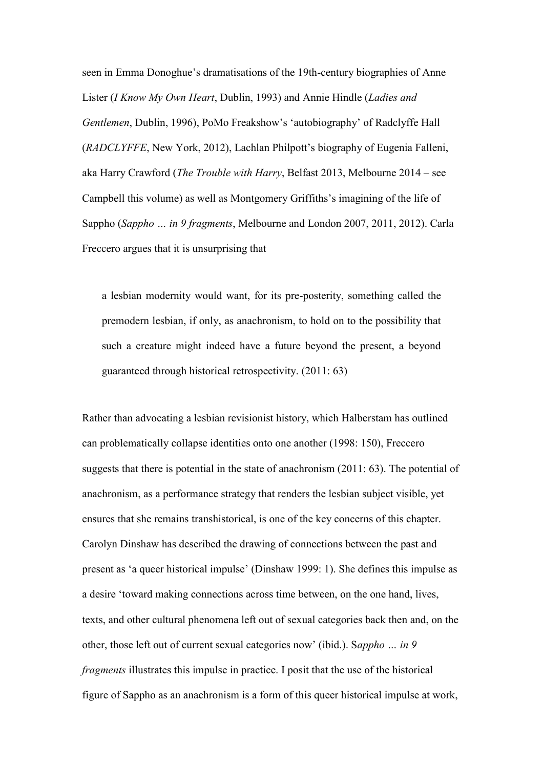seen in Emma Donoghue's dramatisations of the 19th-century biographies of Anne Lister (*I Know My Own Heart*, Dublin, 1993) and Annie Hindle (*Ladies and Gentlemen*, Dublin, 1996), PoMo Freakshow's 'autobiography' of Radclyffe Hall (*RADCLYFFE*, New York, 2012), Lachlan Philpott's biography of Eugenia Falleni, aka Harry Crawford (*The Trouble with Harry*, Belfast 2013, Melbourne 2014 – see Campbell this volume) as well as Montgomery Griffiths's imagining of the life of Sappho (*Sappho … in 9 fragments*, Melbourne and London 2007, 2011, 2012). Carla Freccero argues that it is unsurprising that

> a lesbian modernity would want, for its pre-posterity, something called the premodern lesbian, if only, as anachronism, to hold on to the possibility that such a creature might indeed have a future beyond the present, a beyond guaranteed through historical retrospectivity. (2011: 63)

Rather than advocating a lesbian revisionist history, which Halberstam has outlined can problematically collapse identities onto one another (1998: 150), Freccero suggests that there is potential in the state of anachronism (2011: 63). The potential of anachronism, as a performance strategy that renders the lesbian subject visible, yet ensures that she remains transhistorical, is one of the key concerns of this chapter. Carolyn Dinshaw has described the drawing of connections between the past and present as 'a queer historical impulse' (Dinshaw 1999: 1). She defines this impulse as a desire 'toward making connections across time between, on the one hand, lives, texts, and other cultural phenomena left out of sexual categories back then and, on the other, those left out of current sexual categories now' (ibid.). S*appho … in 9 fragments* illustrates this impulse in practice. I posit that the use of the historical figure of Sappho as an anachronism is a form of this queer historical impulse at work,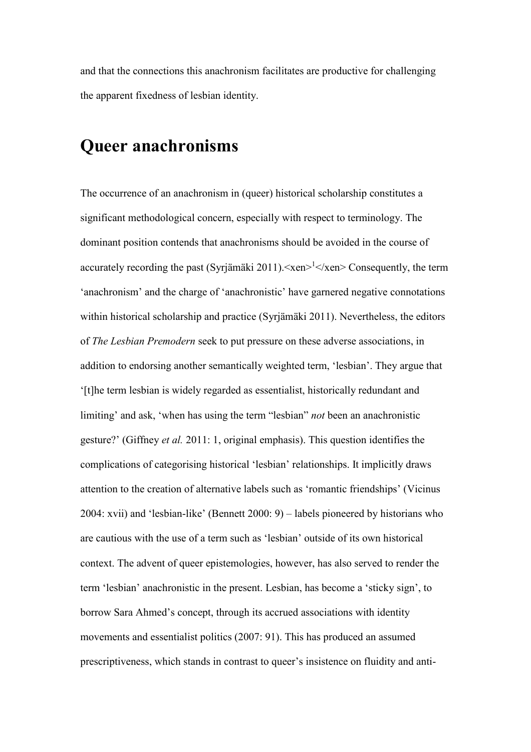and that the connections this anachronism facilitates are productive for challenging the apparent fixedness of lesbian identity.

# Queer anachronisms

The occurrence of an anachronism in (queer) historical scholarship constitutes a significant methodological concern, especially with respect to terminology. The dominant position contends that anachronisms should be avoided in the course of accurately recording the past (Syrjämäki 2011).<xen>[1]</xen> Consequently, the term 'anachronism' and the charge of 'anachronistic' have garnered negative connotations within historical scholarship and practice (Syrjämäki 2011). Nevertheless, the editors of *The Lesbian Premodern* seek to put pressure on these adverse associations, in addition to endorsing another semantically weighted term, 'lesbian'. They argue that '[t]he term lesbian is widely regarded as essentialist, historically redundant and limiting' and ask, 'when has using the term "lesbian" *not* been an anachronistic gesture?' (Giffney *et al.* 2011: 1, original emphasis). This question identifies the complications of categorising historical 'lesbian' relationships. It implicitly draws attention to the creation of alternative labels such as 'romantic friendships' (Vicinus 2004: xvii) and 'lesbian-like' (Bennett 2000: 9) – labels pioneered by historians who are cautious with the use of a term such as 'lesbian' outside of its own historical context. The advent of queer epistemologies, however, has also served to render the term 'lesbian' anachronistic in the present. Lesbian, has become a 'sticky sign', to borrow Sara Ahmed's concept, through its accrued associations with identity movements and essentialist politics (2007: 91). This has produced an assumed prescriptiveness, which stands in contrast to queer's insistence on fluidity and anti-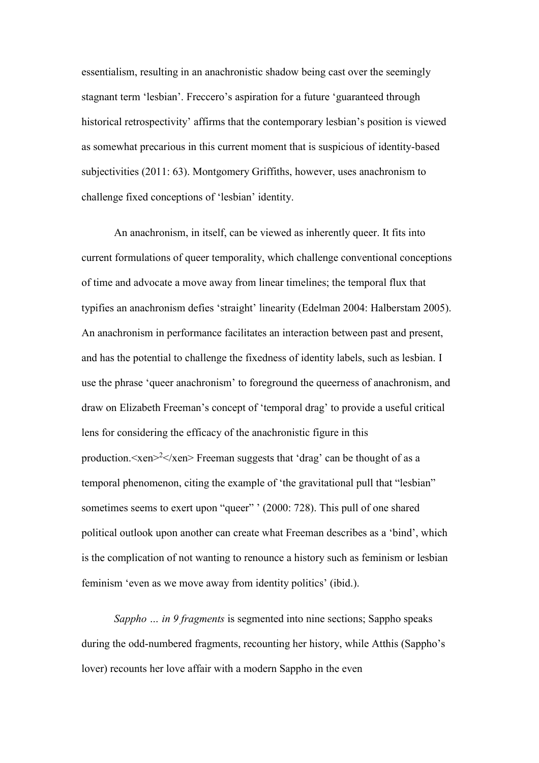essentialism, resulting in an anachronistic shadow being cast over the seemingly stagnant term 'lesbian'. Freccero's aspiration for a future 'guaranteed through historical retrospectivity' affirms that the contemporary lesbian's position is viewed as somewhat precarious in this current moment that is suspicious of identity-based subjectivities (2011: 63). Montgomery Griffiths, however, uses anachronism to challenge fixed conceptions of 'lesbian' identity.

An anachronism, in itself, can be viewed as inherently queer. It fits into current formulations of queer temporality, which challenge conventional conceptions of time and advocate a move away from linear timelines; the temporal flux that typifies an anachronism defies 'straight' linearity (Edelman 2004: Halberstam 2005). An anachronism in performance facilitates an interaction between past and present, and has the potential to challenge the fixedness of identity labels, such as lesbian. I use the phrase 'queer anachronism' to foreground the queerness of anachronism, and draw on Elizabeth Freeman's concept of 'temporal drag' to provide a useful critical lens for considering the efficacy of the anachronistic figure in this production.[2] Freeman suggests that 'drag' can be thought of as a temporal phenomenon, citing the example of 'the gravitational pull that "lesbian" sometimes seems to exert upon "queer" ' (2000: 728). This pull of one shared political outlook upon another can create what Freeman describes as a 'bind', which is the complication of not wanting to renounce a history such as feminism or lesbian feminism 'even as we move away from identity politics' (ibid.).

*Sappho … in 9 fragments* is segmented into nine sections; Sappho speaks during the odd-numbered fragments, recounting her history, while Atthis (Sappho's lover) recounts her love affair with a modern Sappho in the even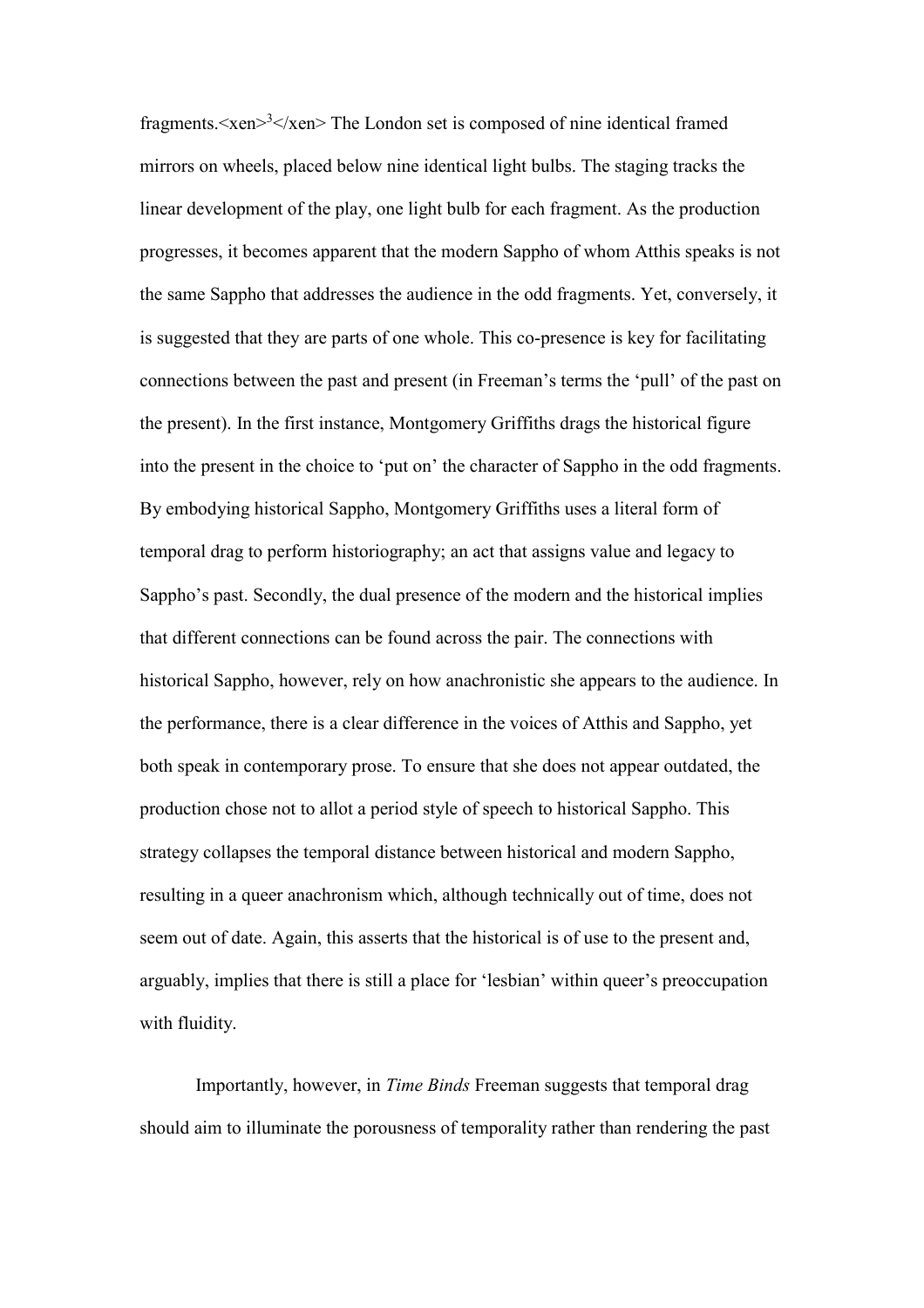fragments.<xen>[3]</xen> The London set is composed of nine identical framed mirrors on wheels, placed below nine identical light bulbs. The staging tracks the linear development of the play, one light bulb for each fragment. As the production progresses, it becomes apparent that the modern Sappho of whom Atthis speaks is not the same Sappho that addresses the audience in the odd fragments. Yet, conversely, it is suggested that they are parts of one whole. This co-presence is key for facilitating connections between the past and present (in Freeman's terms the 'pull' of the past on the present). In the first instance, Montgomery Griffiths drags the historical figure into the present in the choice to 'put on' the character of Sappho in the odd fragments. By embodying historical Sappho, Montgomery Griffiths uses a literal form of temporal drag to perform historiography; an act that assigns value and legacy to Sappho's past. Secondly, the dual presence of the modern and the historical implies that different connections can be found across the pair. The connections with historical Sappho, however, rely on how anachronistic she appears to the audience. In the performance, there is a clear difference in the voices of Atthis and Sappho, yet both speak in contemporary prose. To ensure that she does not appear outdated, the production chose not to allot a period style of speech to historical Sappho. This strategy collapses the temporal distance between historical and modern Sappho, resulting in a queer anachronism which, although technically out of time, does not seem out of date. Again, this asserts that the historical is of use to the present and, arguably, implies that there is still a place for 'lesbian' within queer's preoccupation with fluidity.

Importantly, however, in *Time Binds* Freeman suggests that temporal drag should aim to illuminate the porousness of temporality rather than rendering the past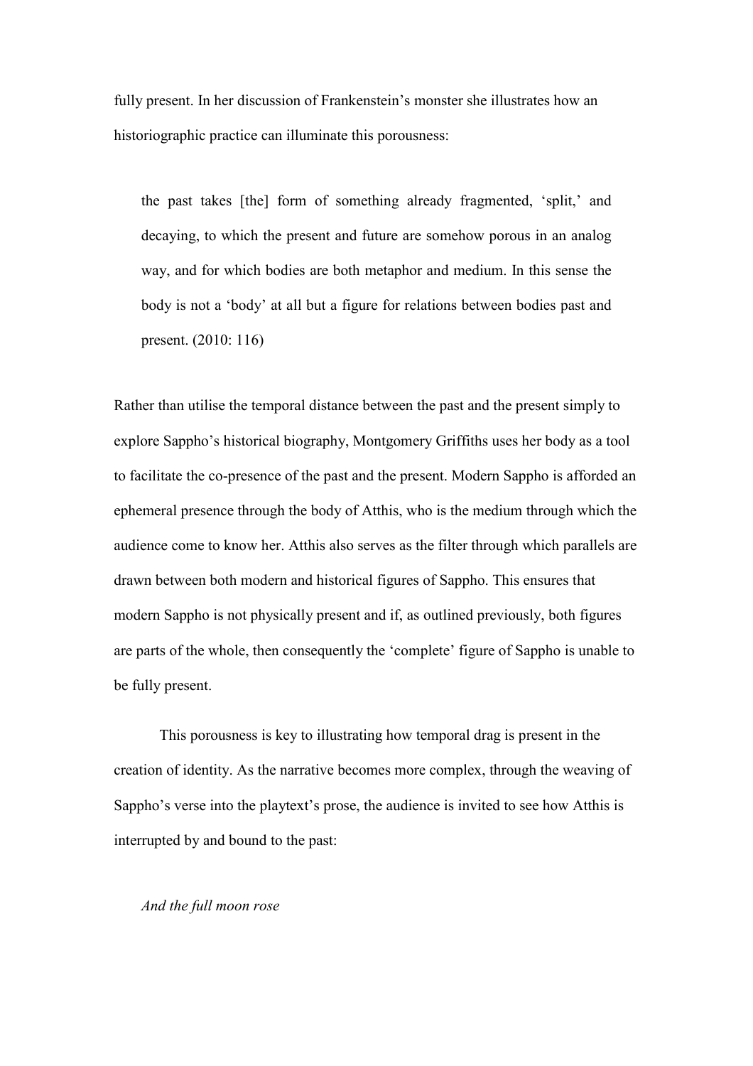fully present. In her discussion of Frankenstein's monster she illustrates how an historiographic practice can illuminate this porousness:

> the past takes [the] form of something already fragmented, 'split,' and decaying, to which the present and future are somehow porous in an analog way, and for which bodies are both metaphor and medium. In this sense the body is not a 'body' at all but a figure for relations between bodies past and present. (2010: 116)

Rather than utilise the temporal distance between the past and the present simply to explore Sappho's historical biography, Montgomery Griffiths uses her body as a tool to facilitate the co-presence of the past and the present. Modern Sappho is afforded an ephemeral presence through the body of Atthis, who is the medium through which the audience come to know her. Atthis also serves as the filter through which parallels are drawn between both modern and historical figures of Sappho. This ensures that modern Sappho is not physically present and if, as outlined previously, both figures are parts of the whole, then consequently the 'complete' figure of Sappho is unable to be fully present.

This porousness is key to illustrating how temporal drag is present in the creation of identity. As the narrative becomes more complex, through the weaving of Sappho's verse into the playtext's prose, the audience is invited to see how Atthis is interrupted by and bound to the past:

*And the full moon rose*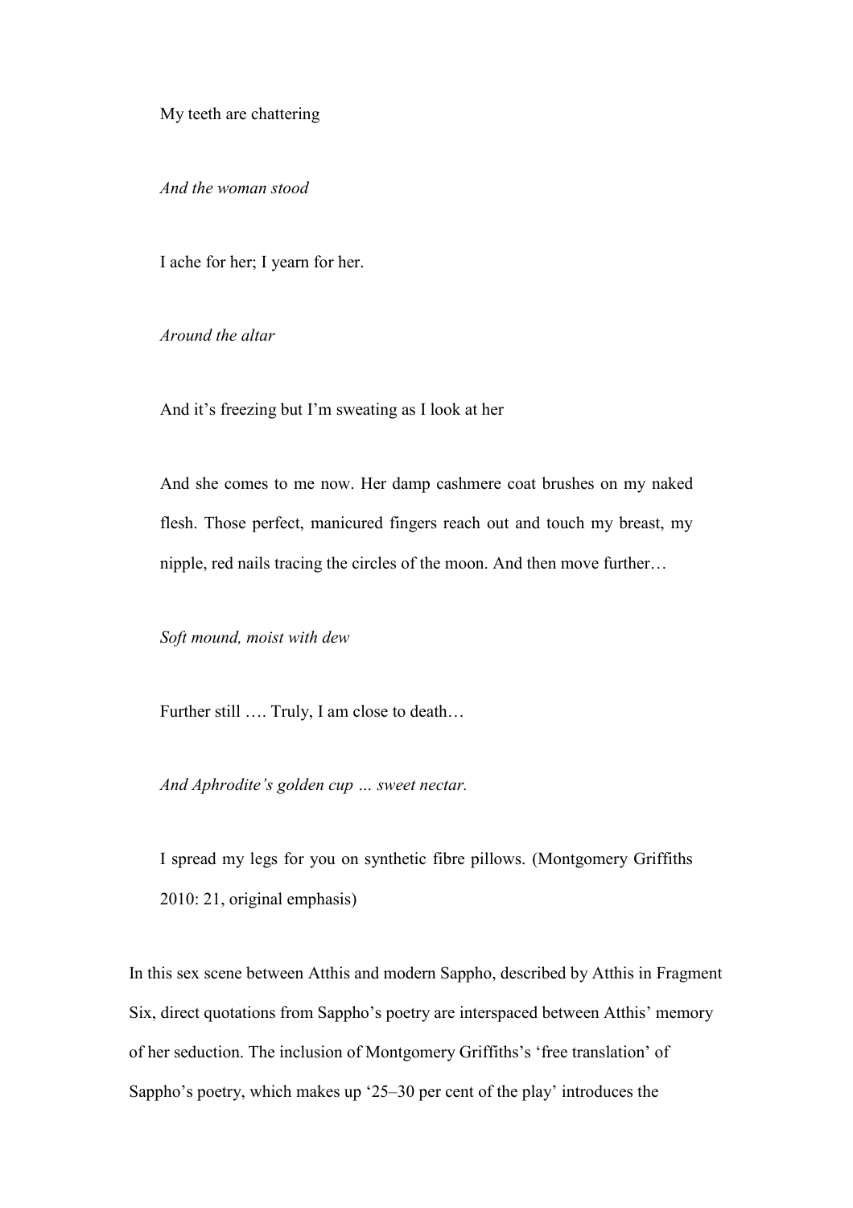> My teeth are chattering
>
> *And the woman stood*
>
> I ache for her; I yearn for her.
>
> *Around the altar*
>
> And it's freezing but I'm sweating as I look at her
>
> And she comes to me now. Her damp cashmere coat brushes on my naked flesh. Those perfect, manicured fingers reach out and touch my breast, my nipple, red nails tracing the circles of the moon. And then move further…
>
> *Soft mound, moist with dew*
>
> Further still …. Truly, I am close to death…
>
> *And Aphrodite's golden cup … sweet nectar.*
>
> I spread my legs for you on synthetic fibre pillows. (Montgomery Griffiths 2010: 21, original emphasis)

In this sex scene between Atthis and modern Sappho, described by Atthis in Fragment Six, direct quotations from Sappho's poetry are interspaced between Atthis' memory of her seduction. The inclusion of Montgomery Griffiths's 'free translation' of Sappho's poetry, which makes up '25–30 per cent of the play' introduces the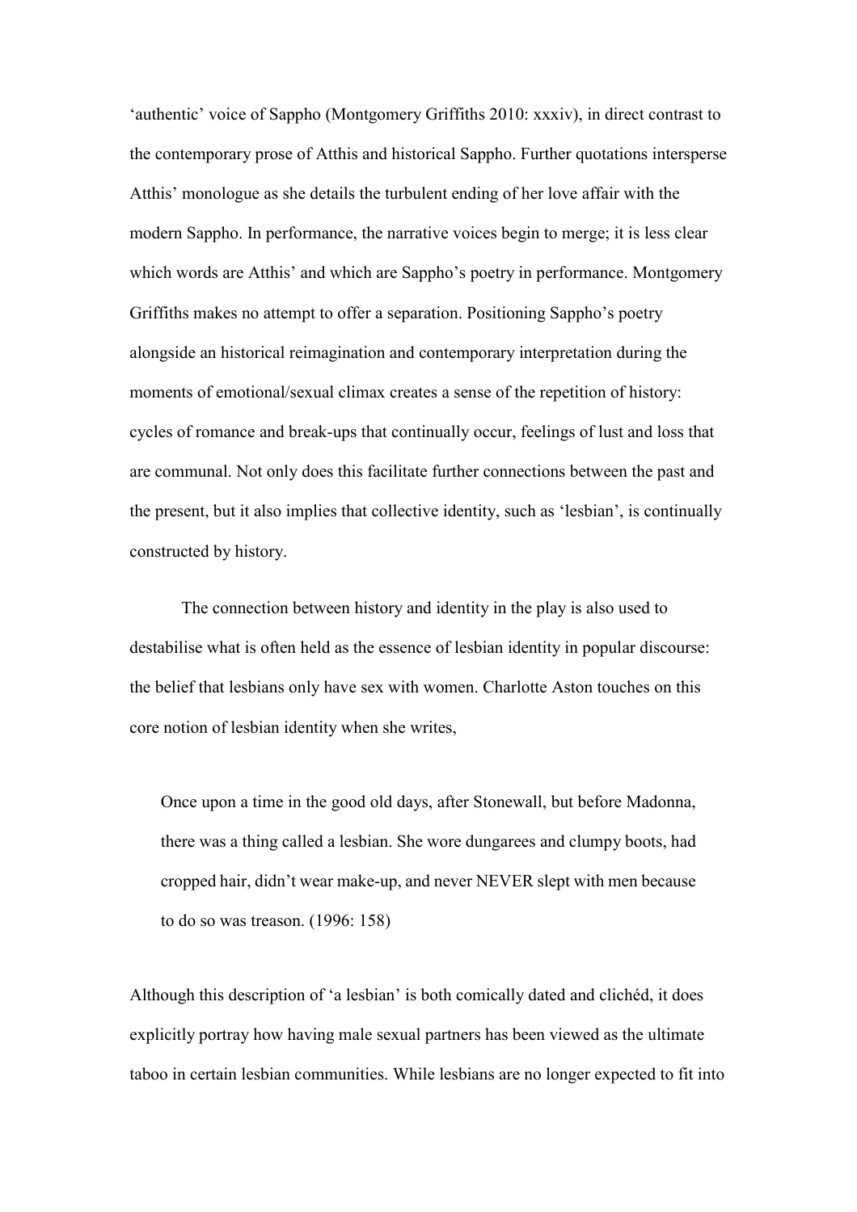'authentic' voice of Sappho (Montgomery Griffiths 2010: xxxiv), in direct contrast to the contemporary prose of Atthis and historical Sappho. Further quotations intersperse Atthis' monologue as she details the turbulent ending of her love affair with the modern Sappho. In performance, the narrative voices begin to merge; it is less clear which words are Atthis' and which are Sappho's poetry in performance. Montgomery Griffiths makes no attempt to offer a separation. Positioning Sappho's poetry alongside an historical reimagination and contemporary interpretation during the moments of emotional/sexual climax creates a sense of the repetition of history: cycles of romance and break-ups that continually occur, feelings of lust and loss that are communal. Not only does this facilitate further connections between the past and the present, but it also implies that collective identity, such as 'lesbian', is continually constructed by history.

The connection between history and identity in the play is also used to destabilise what is often held as the essence of lesbian identity in popular discourse: the belief that lesbians only have sex with women. Charlotte Aston touches on this core notion of lesbian identity when she writes,

> Once upon a time in the good old days, after Stonewall, but before Madonna, there was a thing called a lesbian. She wore dungarees and clumpy boots, had cropped hair, didn't wear make-up, and never NEVER slept with men because to do so was treason. (1996: 158)

Although this description of 'a lesbian' is both comically dated and clichéd, it does explicitly portray how having male sexual partners has been viewed as the ultimate taboo in certain lesbian communities. While lesbians are no longer expected to fit into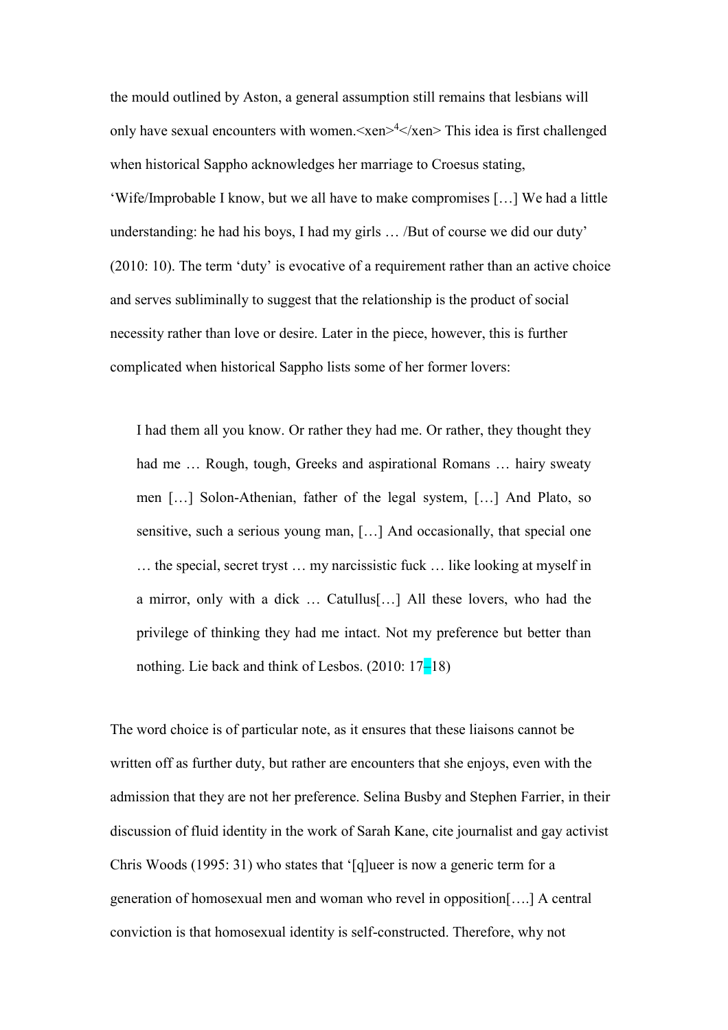the mould outlined by Aston, a general assumption still remains that lesbians will only have sexual encounters with women.<xen>[4]</xen> This idea is first challenged when historical Sappho acknowledges her marriage to Croesus stating, 'Wife/Improbable I know, but we all have to make compromises […] We had a little understanding: he had his boys, I had my girls … /But of course we did our duty' (2010: 10). The term 'duty' is evocative of a requirement rather than an active choice and serves subliminally to suggest that the relationship is the product of social necessity rather than love or desire. Later in the piece, however, this is further complicated when historical Sappho lists some of her former lovers:

> I had them all you know. Or rather they had me. Or rather, they thought they had me … Rough, tough, Greeks and aspirational Romans … hairy sweaty men […] Solon-Athenian, father of the legal system, […] And Plato, so sensitive, such a serious young man, […] And occasionally, that special one … the special, secret tryst … my narcissistic fuck … like looking at myself in a mirror, only with a dick … Catullus[…] All these lovers, who had the privilege of thinking they had me intact. Not my preference but better than nothing. Lie back and think of Lesbos. (2010: 17–18)

The word choice is of particular note, as it ensures that these liaisons cannot be written off as further duty, but rather are encounters that she enjoys, even with the admission that they are not her preference. Selina Busby and Stephen Farrier, in their discussion of fluid identity in the work of Sarah Kane, cite journalist and gay activist Chris Woods (1995: 31) who states that '[q]ueer is now a generic term for a generation of homosexual men and woman who revel in opposition[….] A central conviction is that homosexual identity is self-constructed. Therefore, why not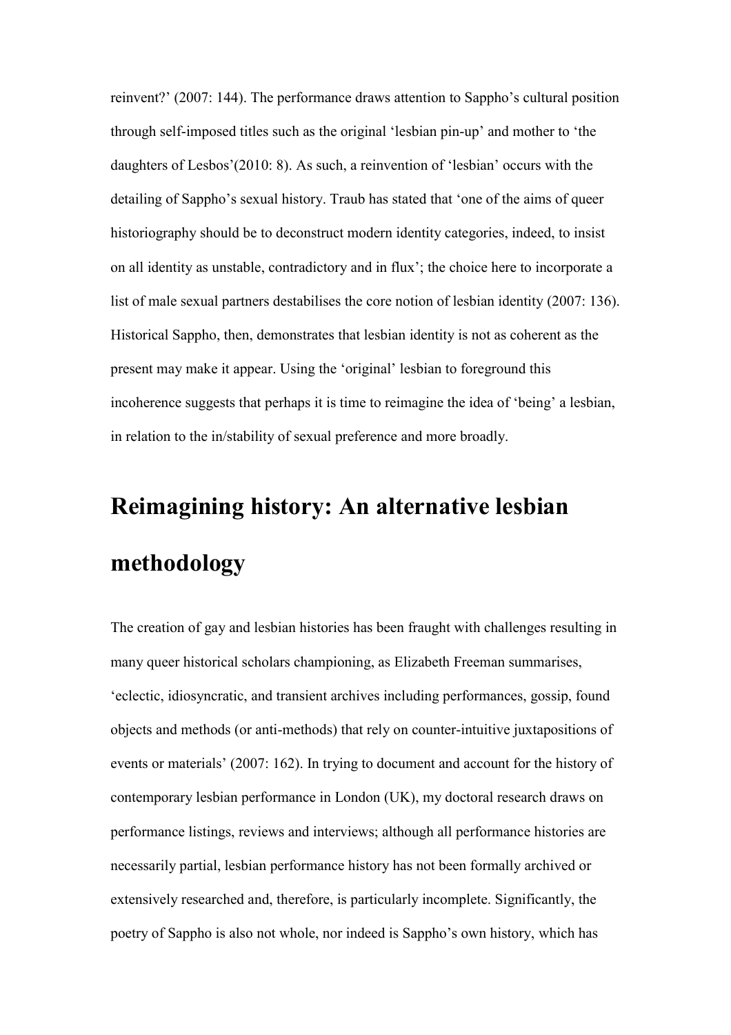reinvent?' (2007: 144). The performance draws attention to Sappho's cultural position through self-imposed titles such as the original 'lesbian pin-up' and mother to 'the daughters of Lesbos'(2010: 8). As such, a reinvention of 'lesbian' occurs with the detailing of Sappho's sexual history. Traub has stated that 'one of the aims of queer historiography should be to deconstruct modern identity categories, indeed, to insist on all identity as unstable, contradictory and in flux'; the choice here to incorporate a list of male sexual partners destabilises the core notion of lesbian identity (2007: 136). Historical Sappho, then, demonstrates that lesbian identity is not as coherent as the present may make it appear. Using the 'original' lesbian to foreground this incoherence suggests that perhaps it is time to reimagine the idea of 'being' a lesbian, in relation to the in/stability of sexual preference and more broadly.

# Reimagining history: An alternative lesbian methodology

The creation of gay and lesbian histories has been fraught with challenges resulting in many queer historical scholars championing, as Elizabeth Freeman summarises, 'eclectic, idiosyncratic, and transient archives including performances, gossip, found objects and methods (or anti-methods) that rely on counter-intuitive juxtapositions of events or materials' (2007: 162). In trying to document and account for the history of contemporary lesbian performance in London (UK), my doctoral research draws on performance listings, reviews and interviews; although all performance histories are necessarily partial, lesbian performance history has not been formally archived or extensively researched and, therefore, is particularly incomplete. Significantly, the poetry of Sappho is also not whole, nor indeed is Sappho's own history, which has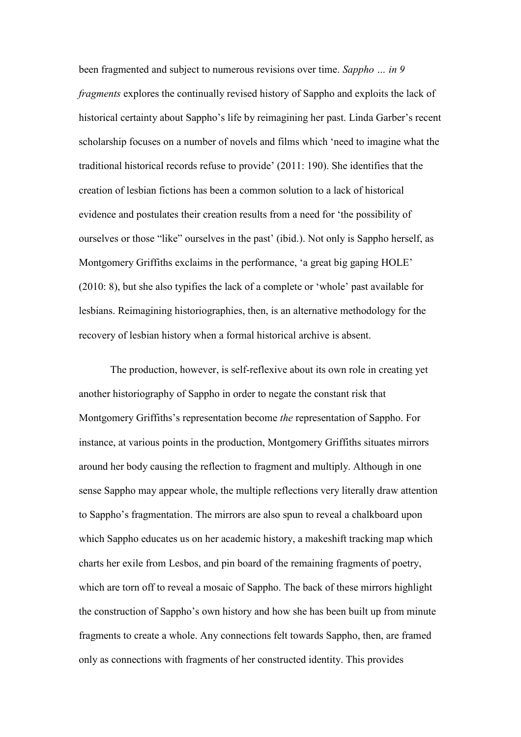been fragmented and subject to numerous revisions over time. *Sappho … in 9 fragments* explores the continually revised history of Sappho and exploits the lack of historical certainty about Sappho's life by reimagining her past. Linda Garber's recent scholarship focuses on a number of novels and films which 'need to imagine what the traditional historical records refuse to provide' (2011: 190). She identifies that the creation of lesbian fictions has been a common solution to a lack of historical evidence and postulates their creation results from a need for 'the possibility of ourselves or those "like" ourselves in the past' (ibid.). Not only is Sappho herself, as Montgomery Griffiths exclaims in the performance, 'a great big gaping HOLE' (2010: 8), but she also typifies the lack of a complete or 'whole' past available for lesbians. Reimagining historiographies, then, is an alternative methodology for the recovery of lesbian history when a formal historical archive is absent.

The production, however, is self-reflexive about its own role in creating yet another historiography of Sappho in order to negate the constant risk that Montgomery Griffiths's representation become *the* representation of Sappho. For instance, at various points in the production, Montgomery Griffiths situates mirrors around her body causing the reflection to fragment and multiply. Although in one sense Sappho may appear whole, the multiple reflections very literally draw attention to Sappho's fragmentation. The mirrors are also spun to reveal a chalkboard upon which Sappho educates us on her academic history, a makeshift tracking map which charts her exile from Lesbos, and pin board of the remaining fragments of poetry, which are torn off to reveal a mosaic of Sappho. The back of these mirrors highlight the construction of Sappho's own history and how she has been built up from minute fragments to create a whole. Any connections felt towards Sappho, then, are framed only as connections with fragments of her constructed identity. This provides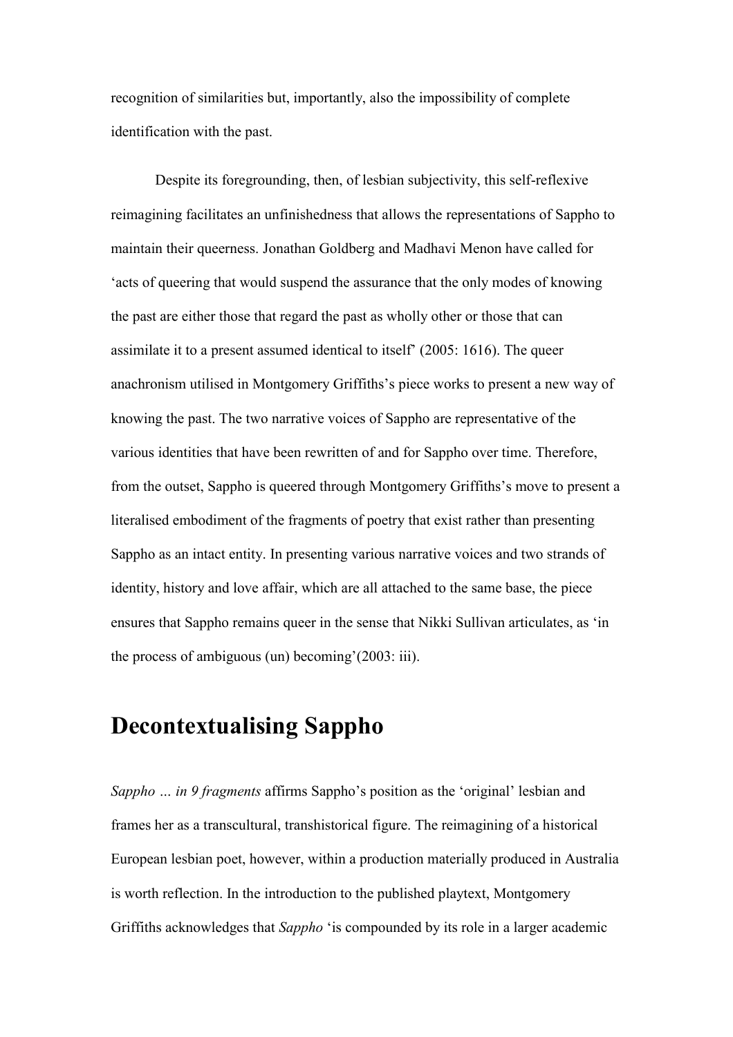recognition of similarities but, importantly, also the impossibility of complete identification with the past.

Despite its foregrounding, then, of lesbian subjectivity, this self-reflexive reimagining facilitates an unfinishedness that allows the representations of Sappho to maintain their queerness. Jonathan Goldberg and Madhavi Menon have called for 'acts of queering that would suspend the assurance that the only modes of knowing the past are either those that regard the past as wholly other or those that can assimilate it to a present assumed identical to itself' (2005: 1616). The queer anachronism utilised in Montgomery Griffiths's piece works to present a new way of knowing the past. The two narrative voices of Sappho are representative of the various identities that have been rewritten of and for Sappho over time. Therefore, from the outset, Sappho is queered through Montgomery Griffiths's move to present a literalised embodiment of the fragments of poetry that exist rather than presenting Sappho as an intact entity. In presenting various narrative voices and two strands of identity, history and love affair, which are all attached to the same base, the piece ensures that Sappho remains queer in the sense that Nikki Sullivan articulates, as 'in the process of ambiguous (un) becoming'(2003: iii).

## Decontextualising Sappho

*Sappho … in 9 fragments* affirms Sappho's position as the 'original' lesbian and frames her as a transcultural, transhistorical figure. The reimagining of a historical European lesbian poet, however, within a production materially produced in Australia is worth reflection. In the introduction to the published playtext, Montgomery Griffiths acknowledges that *Sappho* 'is compounded by its role in a larger academic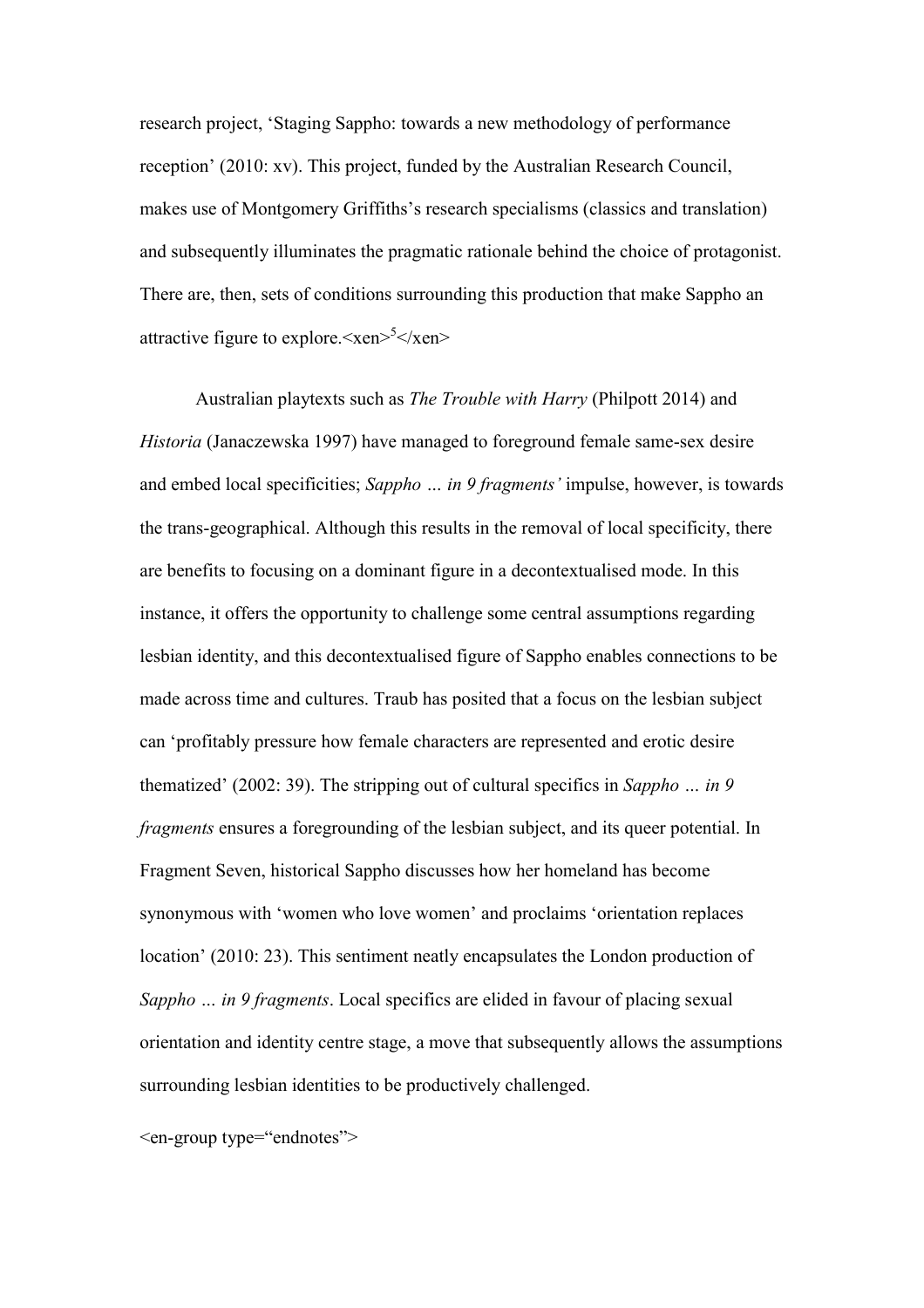research project, 'Staging Sappho: towards a new methodology of performance reception' (2010: xv). This project, funded by the Australian Research Council, makes use of Montgomery Griffiths's research specialisms (classics and translation) and subsequently illuminates the pragmatic rationale behind the choice of protagonist. There are, then, sets of conditions surrounding this production that make Sappho an attractive figure to explore.<xen>[5]</xen>

Australian playtexts such as *The Trouble with Harry* (Philpott 2014) and *Historia* (Janaczewska 1997) have managed to foreground female same-sex desire and embed local specificities; *Sappho … in 9 fragments'* impulse, however, is towards the trans-geographical. Although this results in the removal of local specificity, there are benefits to focusing on a dominant figure in a decontextualised mode. In this instance, it offers the opportunity to challenge some central assumptions regarding lesbian identity, and this decontextualised figure of Sappho enables connections to be made across time and cultures. Traub has posited that a focus on the lesbian subject can 'profitably pressure how female characters are represented and erotic desire thematized' (2002: 39). The stripping out of cultural specifics in *Sappho … in 9 fragments* ensures a foregrounding of the lesbian subject, and its queer potential. In Fragment Seven, historical Sappho discusses how her homeland has become synonymous with 'women who love women' and proclaims 'orientation replaces location' (2010: 23). This sentiment neatly encapsulates the London production of *Sappho … in 9 fragments*. Local specifics are elided in favour of placing sexual orientation and identity centre stage, a move that subsequently allows the assumptions surrounding lesbian identities to be productively challenged.

<en-group type="endnotes">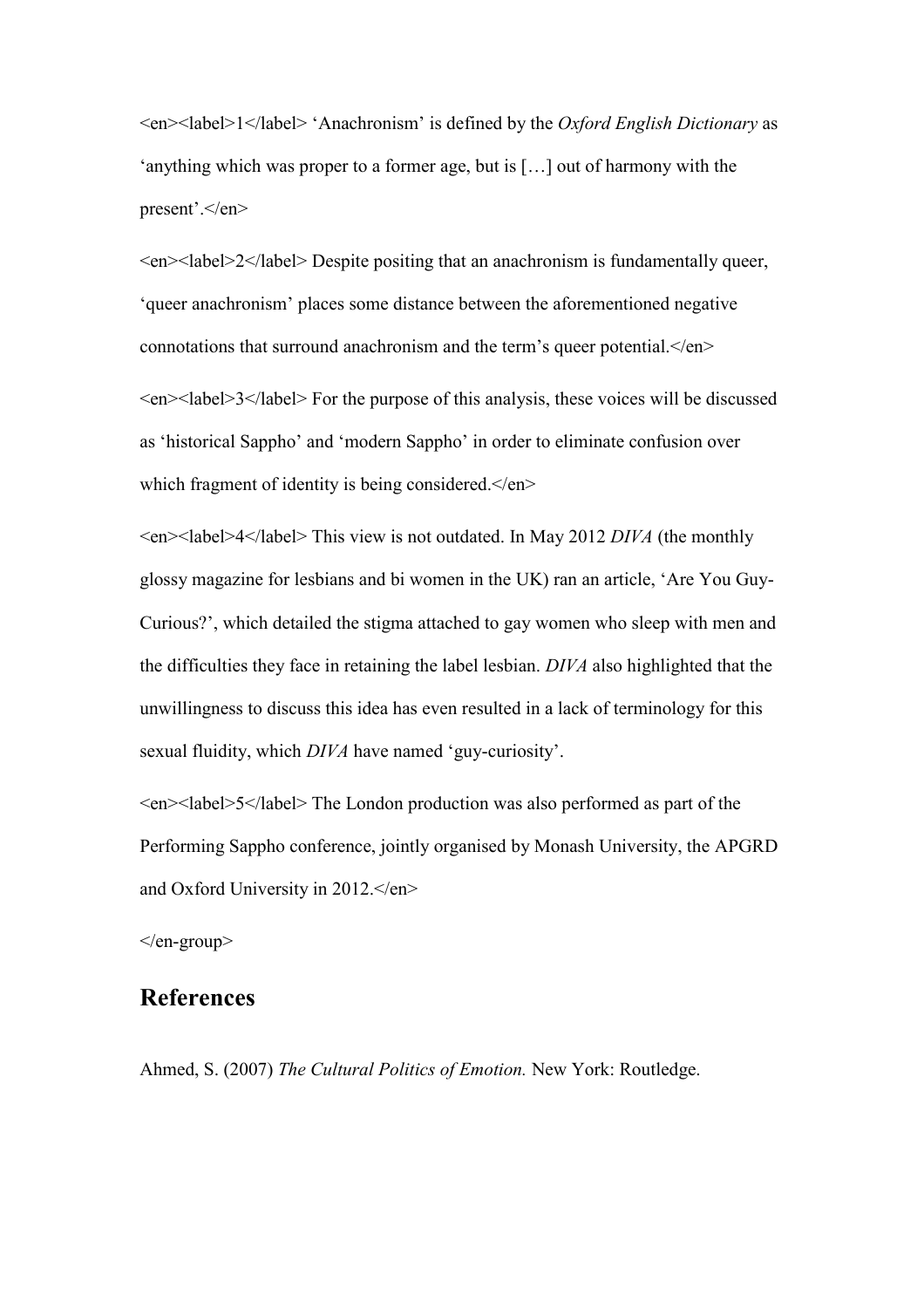<en><label>1</label> 'Anachronism' is defined by the *Oxford English Dictionary* as 'anything which was proper to a former age, but is […] out of harmony with the present'.</en>

<en><label>2</label> Despite positing that an anachronism is fundamentally queer, 'queer anachronism' places some distance between the aforementioned negative connotations that surround anachronism and the term's queer potential.</en>

<en><label>3</label> For the purpose of this analysis, these voices will be discussed as 'historical Sappho' and 'modern Sappho' in order to eliminate confusion over which fragment of identity is being considered.</en>

<en><label>4</label> This view is not outdated. In May 2012 *DIVA* (the monthly glossy magazine for lesbians and bi women in the UK) ran an article, 'Are You Guy-Curious?', which detailed the stigma attached to gay women who sleep with men and the difficulties they face in retaining the label lesbian. *DIVA* also highlighted that the unwillingness to discuss this idea has even resulted in a lack of terminology for this sexual fluidity, which *DIVA* have named 'guy-curiosity'.

<en><label>5</label> The London production was also performed as part of the Performing Sappho conference, jointly organised by Monash University, the APGRD and Oxford University in 2012.</en>

</en-group>

## References

Ahmed, S. (2007) *The Cultural Politics of Emotion.* New York: Routledge.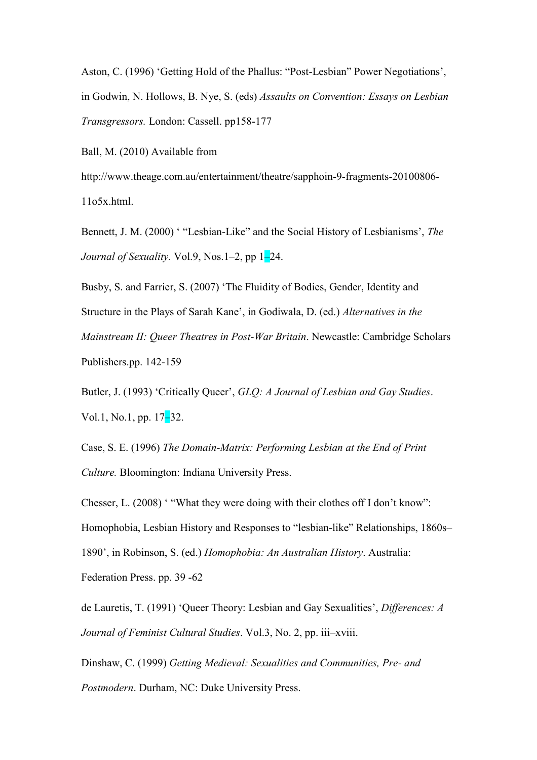Aston, C. (1996) 'Getting Hold of the Phallus: "Post-Lesbian" Power Negotiations', in Godwin, N. Hollows, B. Nye, S. (eds) *Assaults on Convention: Essays on Lesbian Transgressors.* London: Cassell. pp158-177

Ball, M. (2010) Available from http://www.theage.com.au/entertainment/theatre/sapphoin-9-fragments-20100806-11o5x.html.

Bennett, J. M. (2000) ' "Lesbian-Like" and the Social History of Lesbianisms', *The Journal of Sexuality.* Vol.9, Nos.1–2, pp 1–24.

Busby, S. and Farrier, S. (2007) 'The Fluidity of Bodies, Gender, Identity and Structure in the Plays of Sarah Kane', in Godiwala, D. (ed.) *Alternatives in the Mainstream II: Queer Theatres in Post-War Britain*. Newcastle: Cambridge Scholars Publishers.pp. 142-159

Butler, J. (1993) 'Critically Queer', *GLQ: A Journal of Lesbian and Gay Studies*. Vol.1, No.1, pp. 17–32.

Case, S. E. (1996) *The Domain-Matrix: Performing Lesbian at the End of Print Culture.* Bloomington: Indiana University Press.

Chesser, L. (2008) ' "What they were doing with their clothes off I don't know": Homophobia, Lesbian History and Responses to "lesbian-like" Relationships, 1860s–1890', in Robinson, S. (ed.) *Homophobia: An Australian History*. Australia: Federation Press. pp. 39 -62

de Lauretis, T. (1991) 'Queer Theory: Lesbian and Gay Sexualities', *Differences: A Journal of Feminist Cultural Studies*. Vol.3, No. 2, pp. iii–xviii.

Dinshaw, C. (1999) *Getting Medieval: Sexualities and Communities, Pre- and Postmodern*. Durham, NC: Duke University Press.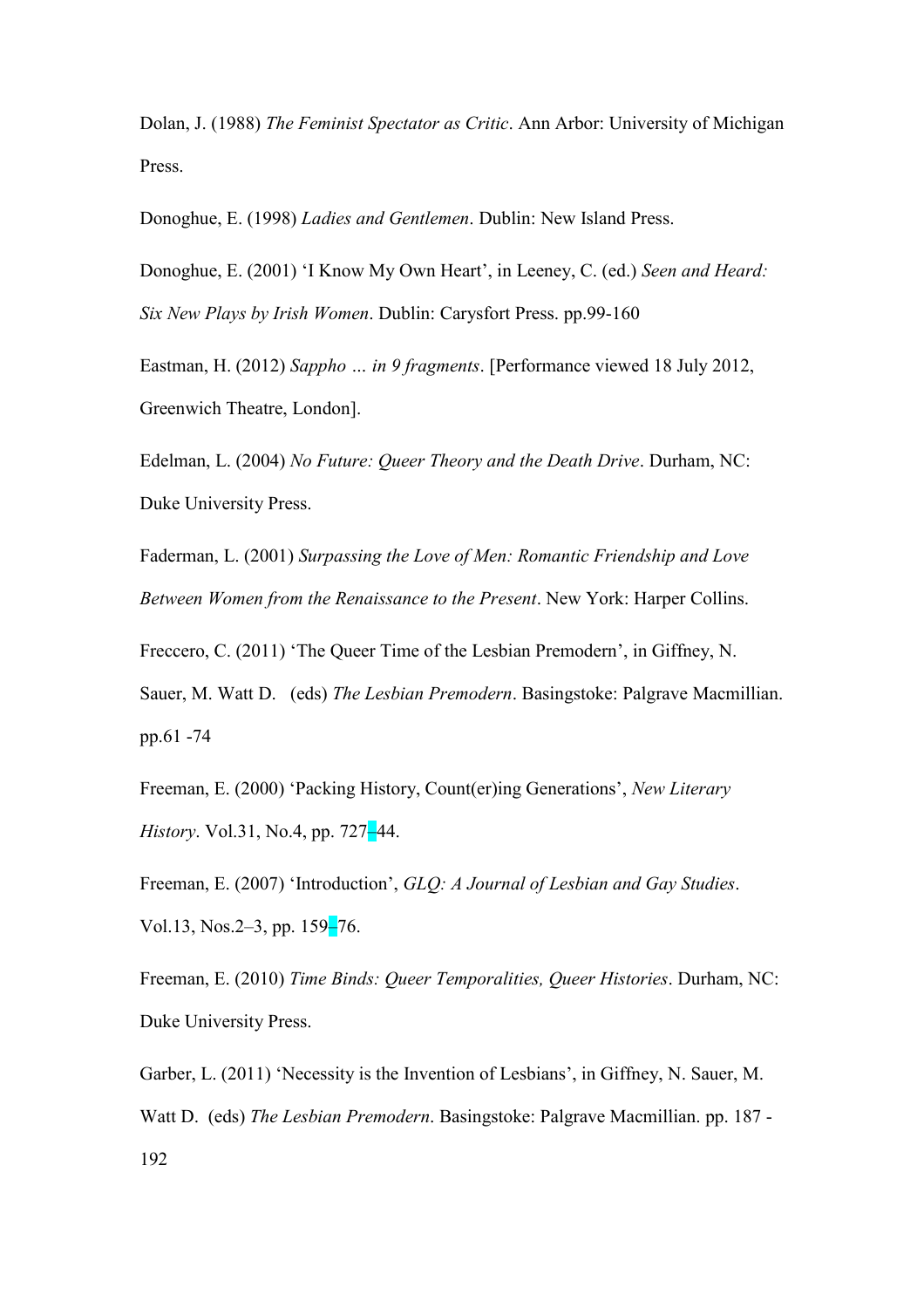Dolan, J. (1988) *The Feminist Spectator as Critic*. Ann Arbor: University of Michigan Press.

Donoghue, E. (1998) *Ladies and Gentlemen*. Dublin: New Island Press.

Donoghue, E. (2001) 'I Know My Own Heart', in Leeney, C. (ed.) *Seen and Heard: Six New Plays by Irish Women*. Dublin: Carysfort Press. pp.99-160

Eastman, H. (2012) *Sappho … in 9 fragments*. [Performance viewed 18 July 2012, Greenwich Theatre, London].

Edelman, L. (2004) *No Future: Queer Theory and the Death Drive*. Durham, NC: Duke University Press.

Faderman, L. (2001) *Surpassing the Love of Men: Romantic Friendship and Love Between Women from the Renaissance to the Present*. New York: Harper Collins.

Freccero, C. (2011) 'The Queer Time of the Lesbian Premodern', in Giffney, N. Sauer, M. Watt D. (eds) *The Lesbian Premodern*. Basingstoke: Palgrave Macmillian. pp.61 -74

Freeman, E. (2000) 'Packing History, Count(er)ing Generations', *New Literary History*. Vol.31, No.4, pp. 727–44.

Freeman, E. (2007) 'Introduction', *GLQ: A Journal of Lesbian and Gay Studies*. Vol.13, Nos.2–3, pp. 159–76.

Freeman, E. (2010) *Time Binds: Queer Temporalities, Queer Histories*. Durham, NC: Duke University Press.

Garber, L. (2011) 'Necessity is the Invention of Lesbians', in Giffney, N. Sauer, M. Watt D. (eds) *The Lesbian Premodern*. Basingstoke: Palgrave Macmillian. pp. 187 - 192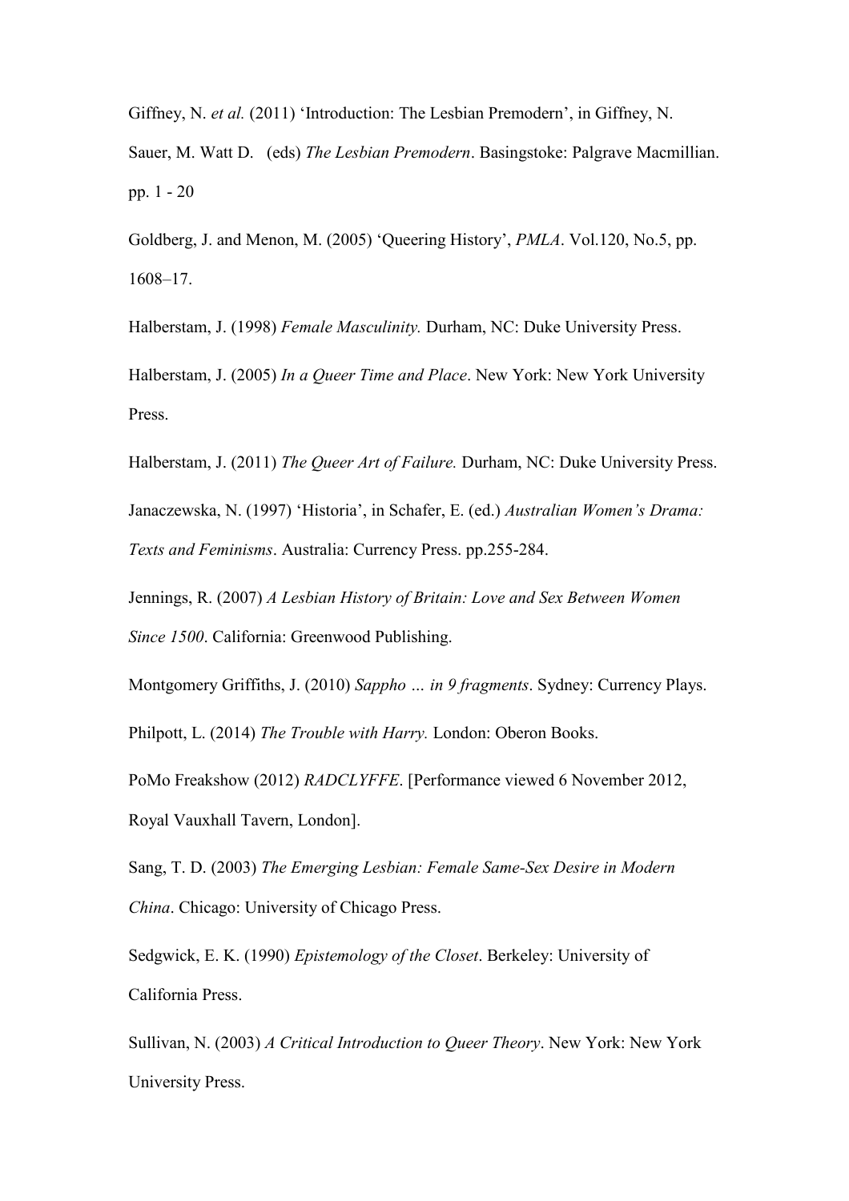Giffney, N. *et al.* (2011) 'Introduction: The Lesbian Premodern', in Giffney, N. Sauer, M. Watt D. (eds) *The Lesbian Premodern*. Basingstoke: Palgrave Macmillian. pp. 1 - 20

Goldberg, J. and Menon, M. (2005) 'Queering History', *PMLA*. Vol.120, No.5, pp. 1608–17.

Halberstam, J. (1998) *Female Masculinity.* Durham, NC: Duke University Press.

Halberstam, J. (2005) *In a Queer Time and Place*. New York: New York University Press.

Halberstam, J. (2011) *The Queer Art of Failure.* Durham, NC: Duke University Press.

Janaczewska, N. (1997) 'Historia', in Schafer, E. (ed.) *Australian Women's Drama: Texts and Feminisms*. Australia: Currency Press. pp.255-284.

Jennings, R. (2007) *A Lesbian History of Britain: Love and Sex Between Women Since 1500*. California: Greenwood Publishing.

Montgomery Griffiths, J. (2010) *Sappho … in 9 fragments*. Sydney: Currency Plays.

Philpott, L. (2014) *The Trouble with Harry.* London: Oberon Books.

PoMo Freakshow (2012) *RADCLYFFE*. [Performance viewed 6 November 2012, Royal Vauxhall Tavern, London].

Sang, T. D. (2003) *The Emerging Lesbian: Female Same-Sex Desire in Modern China*. Chicago: University of Chicago Press.

Sedgwick, E. K. (1990) *Epistemology of the Closet*. Berkeley: University of California Press.

Sullivan, N. (2003) *A Critical Introduction to Queer Theory*. New York: New York University Press.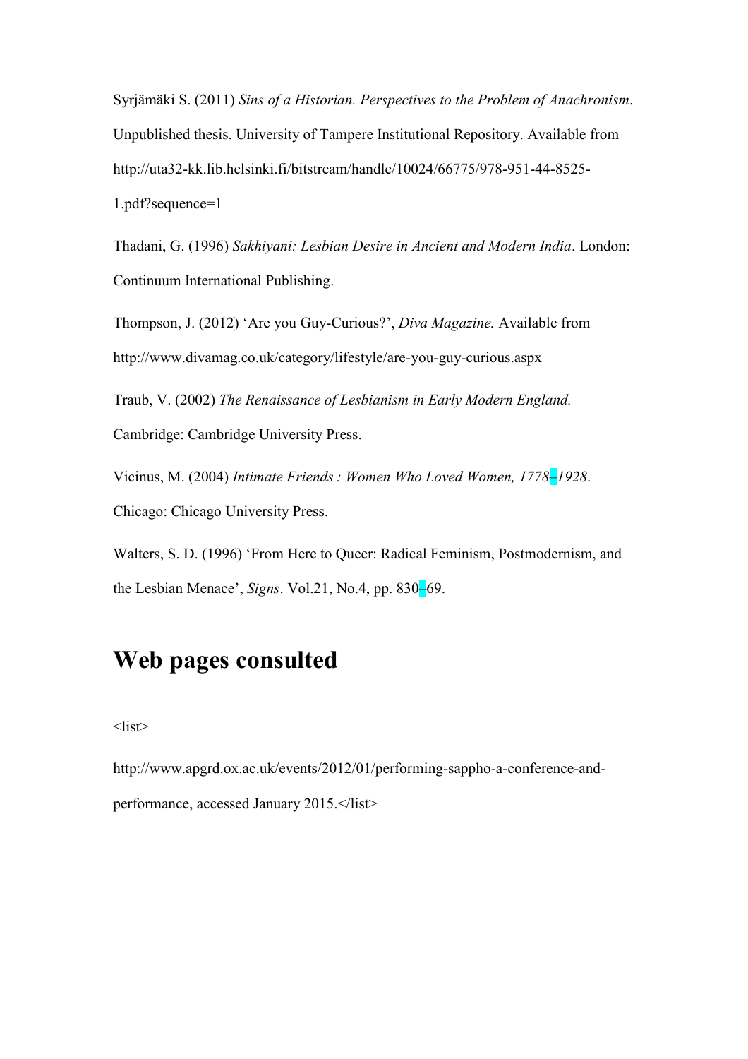Syrjämäki S. (2011) *Sins of a Historian. Perspectives to the Problem of Anachronism*. Unpublished thesis. University of Tampere Institutional Repository. Available from http://uta32-kk.lib.helsinki.fi/bitstream/handle/10024/66775/978-951-44-8525-1.pdf?sequence=1

Thadani, G. (1996) *Sakhiyani: Lesbian Desire in Ancient and Modern India*. London: Continuum International Publishing.

Thompson, J. (2012) 'Are you Guy-Curious?', *Diva Magazine.* Available from http://www.divamag.co.uk/category/lifestyle/are-you-guy-curious.aspx

Traub, V. (2002) *The Renaissance of Lesbianism in Early Modern England.* Cambridge: Cambridge University Press.

Vicinus, M. (2004) *Intimate Friends : Women Who Loved Women, 1778–1928*. Chicago: Chicago University Press.

Walters, S. D. (1996) 'From Here to Queer: Radical Feminism, Postmodernism, and the Lesbian Menace', *Signs*. Vol.21, No.4, pp. 830–69.

# Web pages consulted

<list>

http://www.apgrd.ox.ac.uk/events/2012/01/performing-sappho-a-conference-and-performance, accessed January 2015.</list>